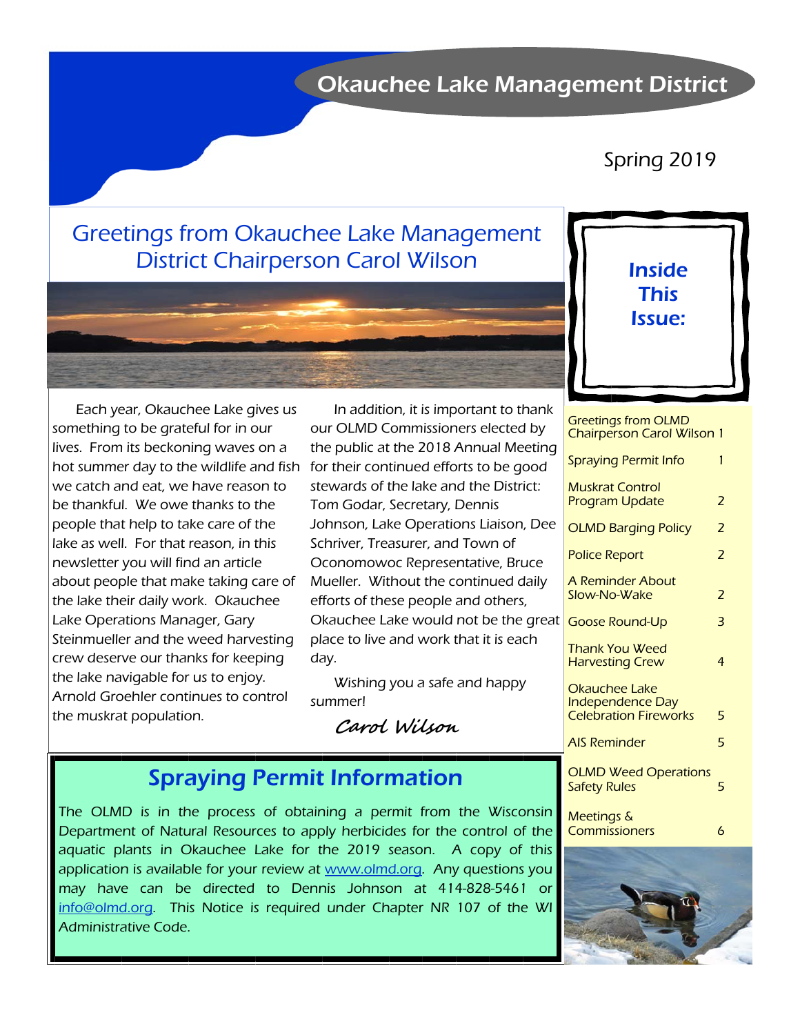# Okauchee Lake Management District

Spring 2019

## Greetings from Okauchee Lake Management District Chairperson Carol Wilson

Each year, Okauchee Lake gives us something to be grateful for in our lives. From its beckoning waves on a hot summer day to the wildlife and fish we catch and eat, we have reason to be thankful. We owe thanks to the people that help to take care of the lake as well. For that reason, in this newsletter you will find an article about people that make taking care of the lake their daily work. Okauchee Lake Operations Manager, Gary Steinmueller and the weed harvesting crew deserve our thanks for keeping the lake navigable for us to enjoy. Arnold Groehler continues to control the muskrat population.

In addition, it is important to thank our OLMD Commissioners elected by the public at the 2018 Annual Meeting for their continued efforts to be good stewards of the lake and the District: Tom Godar, Secretary, Dennis Johnson, Lake Operations Liaison, Dee Schriver, Treasurer, and Town of Oconomowoc Representative, Bruce Mueller. Without the continued daily efforts of these people and others, Okauchee Lake would not be the great place to live and work that it is each day.

Wishing you a safe and happy summer!

*Carol Wilson*

## Spraying Permit Information

The OLMD is in the process of obtaining a permit from the Wisconsin Department of Natural Resources to apply herbicides for the control of the aquatic plants in Okauchee Lake for the 2019 season. A copy of this application is available for your review at www.olmd.org. Any questions you may have can be directed to Dennis Johnson at 414-828-5461 or info@olmd.org. This Notice is required under Chapter NR 107 of the WI Administrative Code.

## Inside This Issue:

| | |
|---|---|
| Greetings from OLMD Chairperson Carol Wilson | 1 |
| Spraying Permit Info | 1 |
| Muskrat Control Program Update | 2 |
| OLMD Barging Policy | 2 |
| Police Report | 2 |
| A Reminder About Slow-No-Wake | 2 |
| Goose Round-Up | 3 |
| Thank You Weed Harvesting Crew | 4 |
| Okauchee Lake Independence Day Celebration Fireworks | 5 |
| AIS Reminder | 5 |
| OLMD Weed Operations Safety Rules | 5 |
| Meetings & Commissioners | 6 |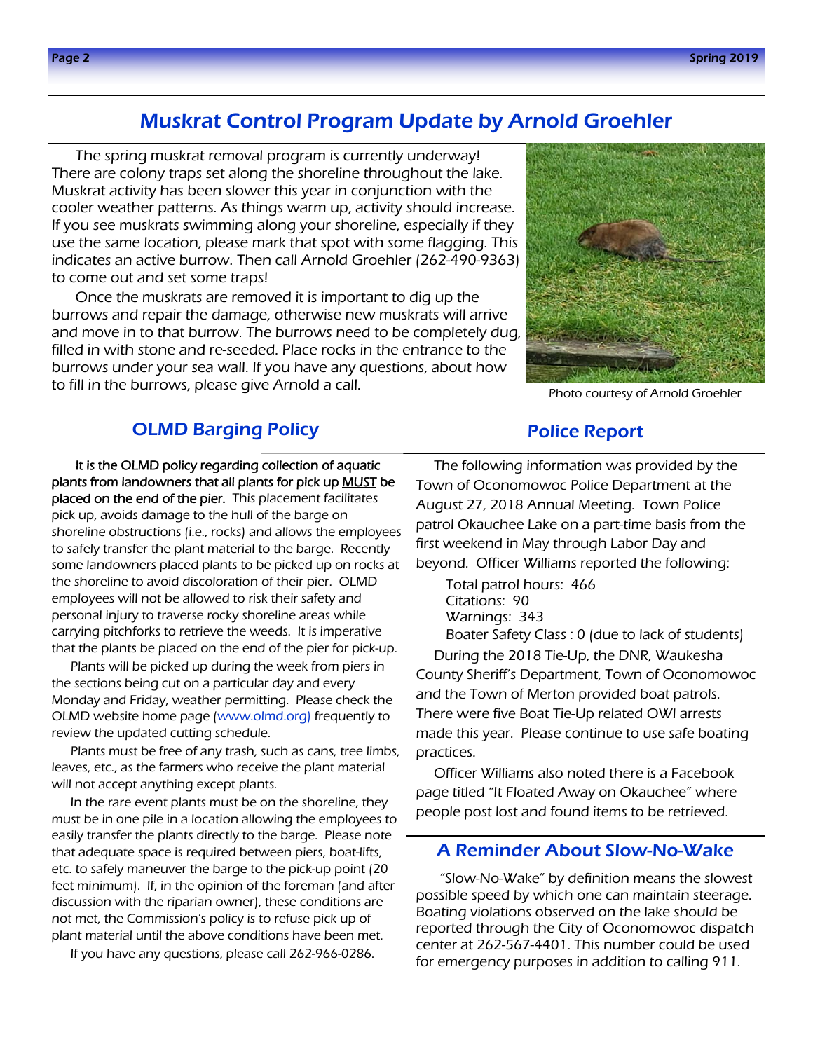## Muskrat Control Program Update by Arnold Groehler

The spring muskrat removal program is currently underway! There are colony traps set along the shoreline throughout the lake. Muskrat activity has been slower this year in conjunction with the cooler weather patterns. As things warm up, activity should increase. If you see muskrats swimming along your shoreline, especially if they use the same location, please mark that spot with some flagging. This indicates an active burrow. Then call Arnold Groehler (262-490-9363) to come out and set some traps!

Once the muskrats are removed it is important to dig up the burrows and repair the damage, otherwise new muskrats will arrive and move in to that burrow. The burrows need to be completely dug, filled in with stone and re-seeded. Place rocks in the entrance to the burrows under your sea wall. If you have any questions, about how to fill in the burrows, please give Arnold a call.

Photo courtesy of Arnold Groehler

## OLMD Barging Policy

**It is the OLMD policy regarding collection of aquatic plants from landowners that all plants for pick up MUST be placed on the end of the pier.** This placement facilitates pick up, avoids damage to the hull of the barge on shoreline obstructions (i.e., rocks) and allows the employees to safely transfer the plant material to the barge. Recently some landowners placed plants to be picked up on rocks at the shoreline to avoid discoloration of their pier. OLMD employees will not be allowed to risk their safety and personal injury to traverse rocky shoreline areas while carrying pitchforks to retrieve the weeds. It is imperative that the plants be placed on the end of the pier for pick-up.

Plants will be picked up during the week from piers in the sections being cut on a particular day and every Monday and Friday, weather permitting. Please check the OLMD website home page (www.olmd.org) frequently to review the updated cutting schedule.

Plants must be free of any trash, such as cans, tree limbs, leaves, etc., as the farmers who receive the plant material will not accept anything except plants.

In the rare event plants must be on the shoreline, they must be in one pile in a location allowing the employees to easily transfer the plants directly to the barge. Please note that adequate space is required between piers, boat-lifts, etc. to safely maneuver the barge to the pick-up point (20 feet minimum). If, in the opinion of the foreman (and after discussion with the riparian owner), these conditions are not met, the Commission's policy is to refuse pick up of plant material until the above conditions have been met.

If you have any questions, please call 262-966-0286.

## Police Report

The following information was provided by the Town of Oconomowoc Police Department at the August 27, 2018 Annual Meeting. Town Police patrol Okauchee Lake on a part-time basis from the first weekend in May through Labor Day and beyond. Officer Williams reported the following:

Total patrol hours: 466
Citations: 90
Warnings: 343
Boater Safety Class : 0 (due to lack of students)

During the 2018 Tie-Up, the DNR, Waukesha County Sheriff's Department, Town of Oconomowoc and the Town of Merton provided boat patrols. There were five Boat Tie-Up related OWI arrests made this year. Please continue to use safe boating practices.

Officer Williams also noted there is a Facebook page titled "It Floated Away on Okauchee" where people post lost and found items to be retrieved.

## A Reminder About Slow-No-Wake

"Slow-No-Wake" by definition means the slowest possible speed by which one can maintain steerage. Boating violations observed on the lake should be reported through the City of Oconomowoc dispatch center at 262-567-4401. This number could be used for emergency purposes in addition to calling 911.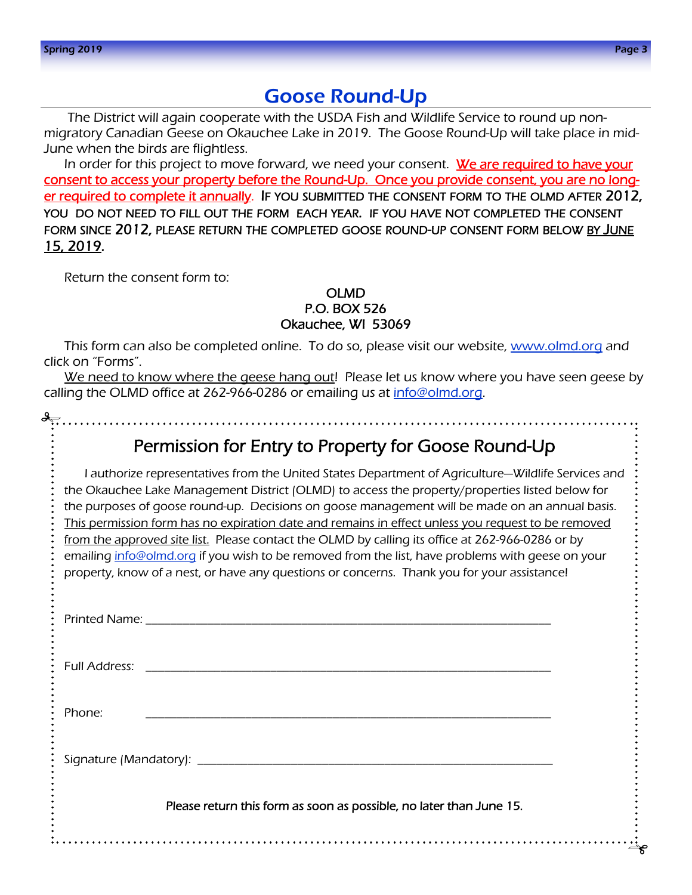# Goose Round-Up

The District will again cooperate with the USDA Fish and Wildlife Service to round up non-migratory Canadian Geese on Okauchee Lake in 2019. The Goose Round-Up will take place in mid-June when the birds are flightless.

In order for this project to move forward, we need your consent. We are required to have your consent to access your property before the Round-Up. Once you provide consent, you are no longer required to complete it annually. IF YOU SUBMITTED THE CONSENT FORM TO THE OLMD AFTER 2012, YOU DO NOT NEED TO FILL OUT THE FORM EACH YEAR. IF YOU HAVE NOT COMPLETED THE CONSENT FORM SINCE 2012, PLEASE RETURN THE COMPLETED GOOSE ROUND-UP CONSENT FORM BELOW BY JUNE 15, 2019.

Return the consent form to:

OLMD
P.O. BOX 526
Okauchee, WI 53069

This form can also be completed online. To do so, please visit our website, www.olmd.org and click on "Forms".

We need to know where the geese hang out! Please let us know where you have seen geese by calling the OLMD office at 262-966-0286 or emailing us at info@olmd.org.

---

## Permission for Entry to Property for Goose Round-Up

I authorize representatives from the United States Department of Agriculture—Wildlife Services and the Okauchee Lake Management District (OLMD) to access the property/properties listed below for the purposes of goose round-up. Decisions on goose management will be made on an annual basis. This permission form has no expiration date and remains in effect unless you request to be removed from the approved site list. Please contact the OLMD by calling its office at 262-966-0286 or by emailing info@olmd.org if you wish to be removed from the list, have problems with geese on your property, know of a nest, or have any questions or concerns. Thank you for your assistance!

Printed Name: ____________________________________________

Full Address: ____________________________________________

Phone: ____________________________________________

Signature (Mandatory): ____________________________________________

Please return this form as soon as possible, no later than June 15.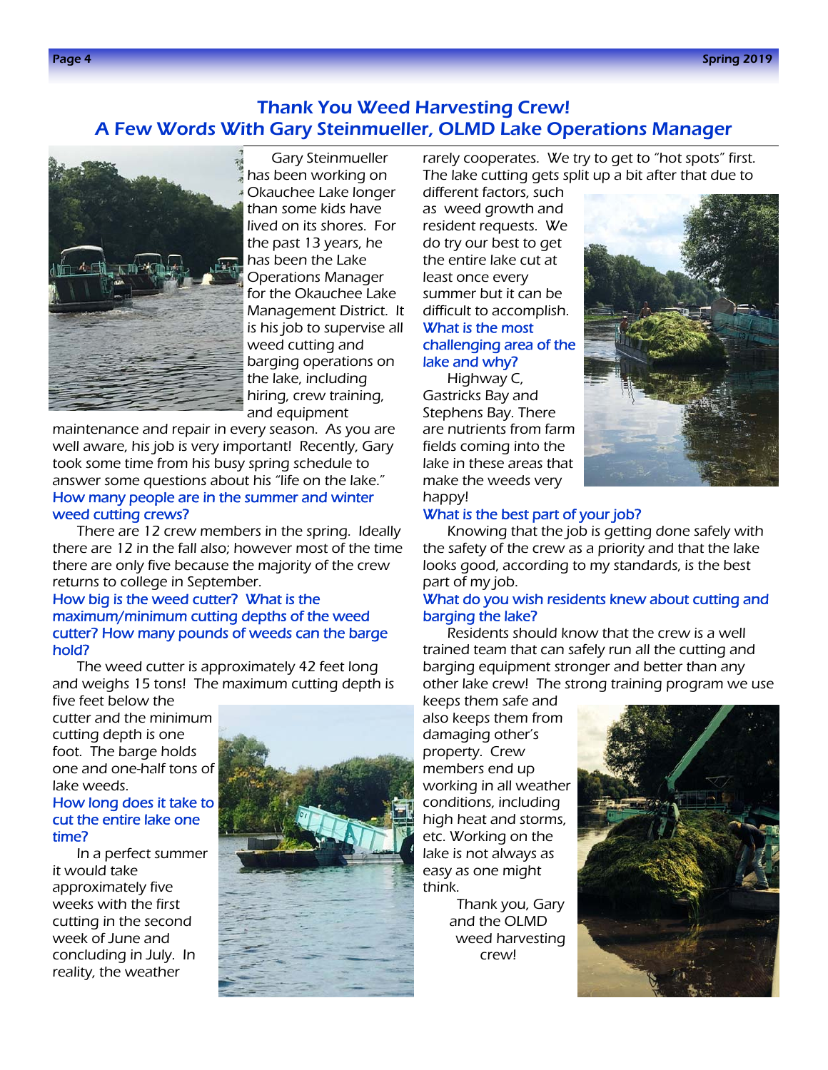## Thank You Weed Harvesting Crew!
## A Few Words With Gary Steinmueller, OLMD Lake Operations Manager

Gary Steinmueller has been working on Okauchee Lake longer than some kids have lived on its shores. For the past 13 years, he has been the Lake Operations Manager for the Okauchee Lake Management District. It is his job to supervise all weed cutting and barging operations on the lake, including hiring, crew training, and equipment maintenance and repair in every season. As you are well aware, his job is very important! Recently, Gary took some time from his busy spring schedule to answer some questions about his "life on the lake."

**How many people are in the summer and winter weed cutting crews?**

There are 12 crew members in the spring. Ideally there are 12 in the fall also; however most of the time there are only five because the majority of the crew returns to college in September.

**How big is the weed cutter? What is the maximum/minimum cutting depths of the weed cutter? How many pounds of weeds can the barge hold?**

The weed cutter is approximately 42 feet long and weighs 15 tons! The maximum cutting depth is five feet below the cutter and the minimum cutting depth is one foot. The barge holds one and one-half tons of lake weeds.

**How long does it take to cut the entire lake one time?**

In a perfect summer it would take approximately five weeks with the first cutting in the second week of June and concluding in July. In reality, the weather rarely cooperates. We try to get to "hot spots" first. The lake cutting gets split up a bit after that due to different factors, such as weed growth and resident requests. We do try our best to get the entire lake cut at least once every summer but it can be difficult to accomplish.

**What is the most challenging area of the lake and why?**

Highway C, Gastricks Bay and Stephens Bay. There are nutrients from farm fields coming into the lake in these areas that make the weeds very happy!

**What is the best part of your job?**

Knowing that the job is getting done safely with the safety of the crew as a priority and that the lake looks good, according to my standards, is the best part of my job.

**What do you wish residents knew about cutting and barging the lake?**

Residents should know that the crew is a well trained team that can safely run all the cutting and barging equipment stronger and better than any other lake crew! The strong training program we use keeps them safe and also keeps them from damaging other's property. Crew members end up working in all weather conditions, including high heat and storms, etc. Working on the lake is not always as easy as one might think.

Thank you, Gary and the OLMD weed harvesting crew!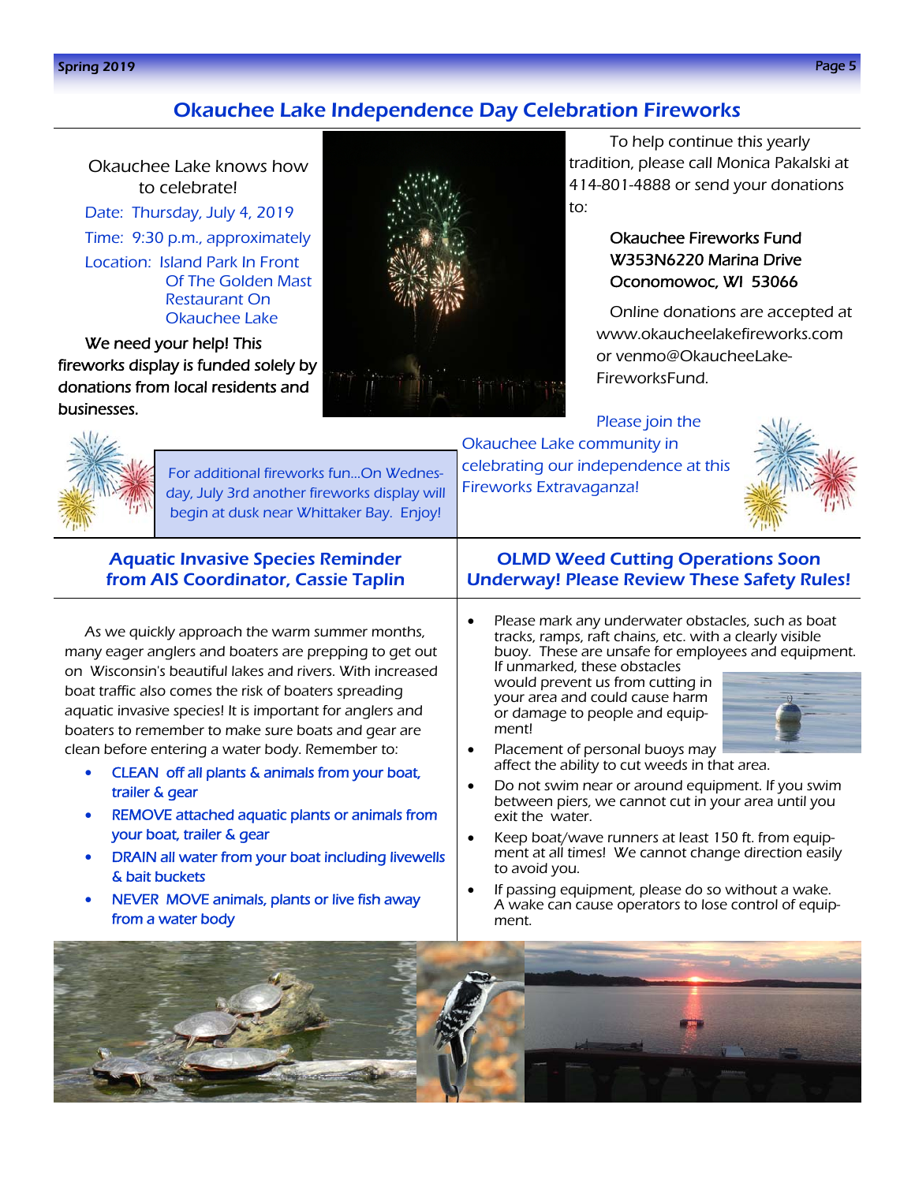## Okauchee Lake Independence Day Celebration Fireworks

Okauchee Lake knows how to celebrate!

Date: Thursday, July 4, 2019

Time: 9:30 p.m., approximately

Location: Island Park In Front Of The Golden Mast Restaurant On Okauchee Lake

We need your help! This fireworks display is funded solely by donations from local residents and businesses.

To help continue this yearly tradition, please call Monica Pakalski at 414-801-4888 or send your donations to:

Okauchee Fireworks Fund
W353N6220 Marina Drive
Oconomowoc, WI 53066

Online donations are accepted at www.okaucheelakefireworks.com or venmo@OkaucheeLake-FireworksFund.

For additional fireworks fun...On Wednesday, July 3rd another fireworks display will begin at dusk near Whittaker Bay. Enjoy!

Please join the Okauchee Lake community in celebrating our independence at this Fireworks Extravaganza!

## Aquatic Invasive Species Reminder from AIS Coordinator, Cassie Taplin

As we quickly approach the warm summer months, many eager anglers and boaters are prepping to get out on Wisconsin's beautiful lakes and rivers. With increased boat traffic also comes the risk of boaters spreading aquatic invasive species! It is important for anglers and boaters to remember to make sure boats and gear are clean before entering a water body. Remember to:

- CLEAN off all plants & animals from your boat, trailer & gear
- REMOVE attached aquatic plants or animals from your boat, trailer & gear
- DRAIN all water from your boat including livewells & bait buckets
- NEVER MOVE animals, plants or live fish away from a water body

## OLMD Weed Cutting Operations Soon Underway! Please Review These Safety Rules!

- Please mark any underwater obstacles, such as boat tracks, ramps, raft chains, etc. with a clearly visible buoy. These are unsafe for employees and equipment. If unmarked, these obstacles would prevent us from cutting in your area and could cause harm or damage to people and equipment!
- Placement of personal buoys may affect the ability to cut weeds in that area.
- Do not swim near or around equipment. If you swim between piers, we cannot cut in your area until you exit the water.
- Keep boat/wave runners at least 150 ft. from equipment at all times! We cannot change direction easily to avoid you.
- If passing equipment, please do so without a wake. A wake can cause operators to lose control of equipment.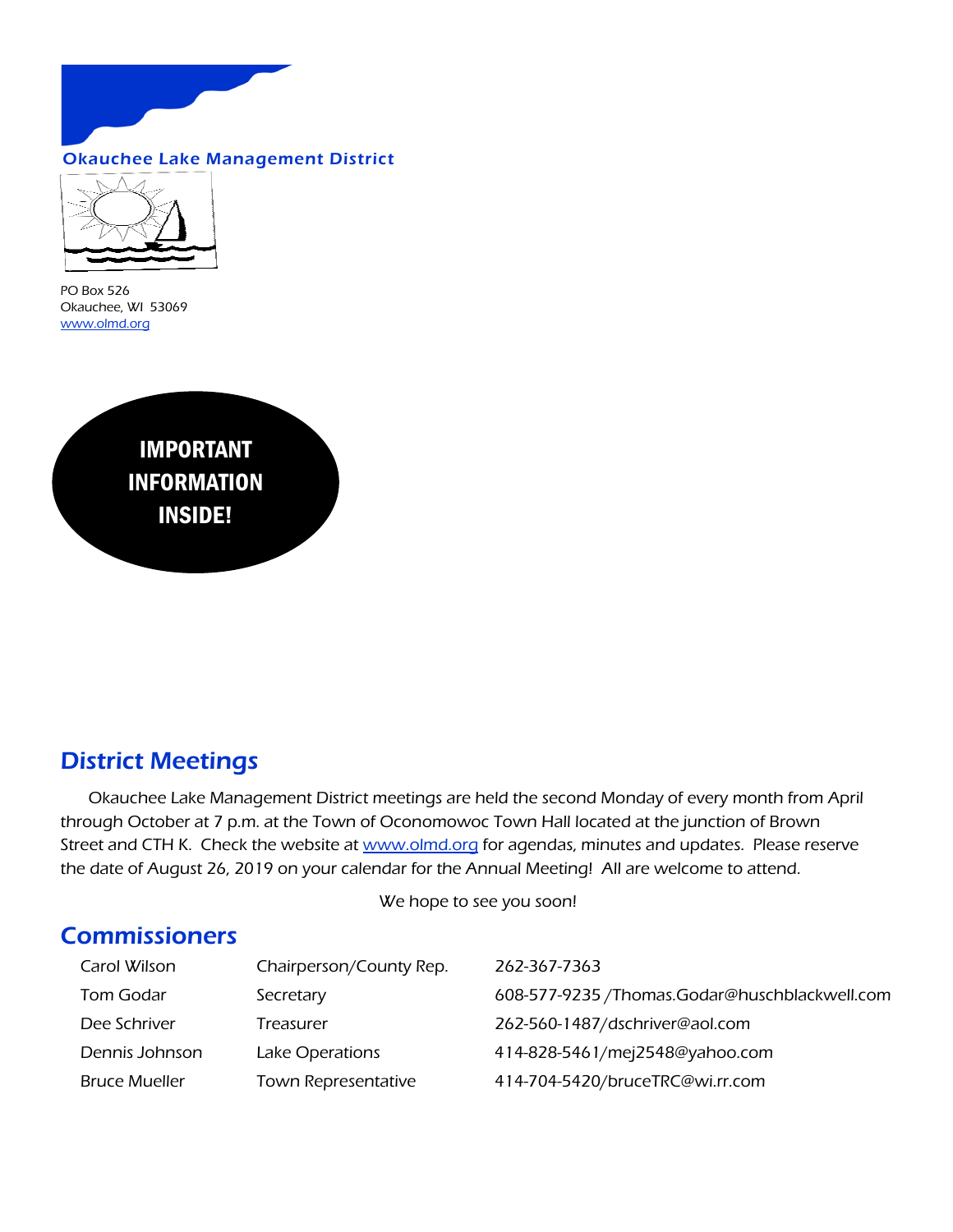Okauchee Lake Management District

PO Box 526
Okauchee, WI 53069
www.olmd.org

**IMPORTANT INFORMATION INSIDE!**

## District Meetings

Okauchee Lake Management District meetings are held the second Monday of every month from April through October at 7 p.m. at the Town of Oconomowoc Town Hall located at the junction of Brown Street and CTH K. Check the website at www.olmd.org for agendas, minutes and updates. Please reserve the date of August 26, 2019 on your calendar for the Annual Meeting! All are welcome to attend.

We hope to see you soon!

## Commissioners

| | | |
|---|---|---|
| Carol Wilson | Chairperson/County Rep. | 262-367-7363 |
| Tom Godar | Secretary | 608-577-9235 /Thomas.Godar@huschblackwell.com |
| Dee Schriver | Treasurer | 262-560-1487/dschriver@aol.com |
| Dennis Johnson | Lake Operations | 414-828-5461/mej2548@yahoo.com |
| Bruce Mueller | Town Representative | 414-704-5420/bruceTRC@wi.rr.com |